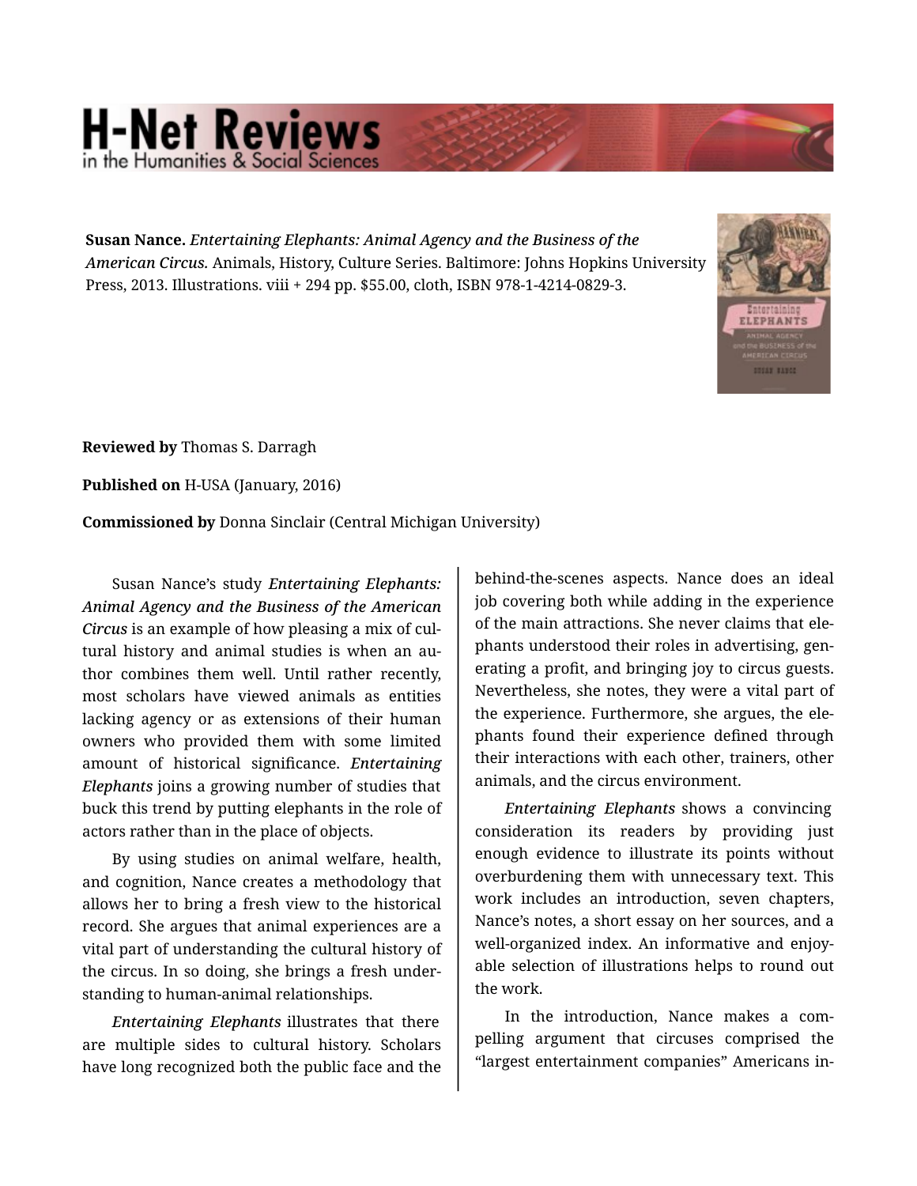**Susan Nance.** *Entertaining Elephants: Animal Agency and the Business of the American Circus.* Animals, History, Culture Series. Baltimore: Johns Hopkins University Press, 2013. Illustrations. viii + 294 pp. $55.00, cloth, ISBN 978-1-4214-0829-3.

**Reviewed by** Thomas S. Darragh

**Published on** H-USA (January, 2016)

**Commissioned by** Donna Sinclair (Central Michigan University)

Susan Nance's study *Entertaining Elephants: Animal Agency and the Business of the American Circus* is an example of how pleasing a mix of cultural history and animal studies is when an author combines them well. Until rather recently, most scholars have viewed animals as entities lacking agency or as extensions of their human owners who provided them with some limited amount of historical significance. *Entertaining Elephants* joins a growing number of studies that buck this trend by putting elephants in the role of actors rather than in the place of objects.

By using studies on animal welfare, health, and cognition, Nance creates a methodology that allows her to bring a fresh view to the historical record. She argues that animal experiences are a vital part of understanding the cultural history of the circus. In so doing, she brings a fresh understanding to human-animal relationships.

*Entertaining Elephants* illustrates that there are multiple sides to cultural history. Scholars have long recognized both the public face and the behind-the-scenes aspects. Nance does an ideal job covering both while adding in the experience of the main attractions. She never claims that elephants understood their roles in advertising, generating a profit, and bringing joy to circus guests. Nevertheless, she notes, they were a vital part of the experience. Furthermore, she argues, the elephants found their experience defined through their interactions with each other, trainers, other animals, and the circus environment.

*Entertaining Elephants* shows a convincing consideration its readers by providing just enough evidence to illustrate its points without overburdening them with unnecessary text. This work includes an introduction, seven chapters, Nance's notes, a short essay on her sources, and a well-organized index. An informative and enjoyable selection of illustrations helps to round out the work.

In the introduction, Nance makes a compelling argument that circuses comprised the "largest entertainment companies" Americans in-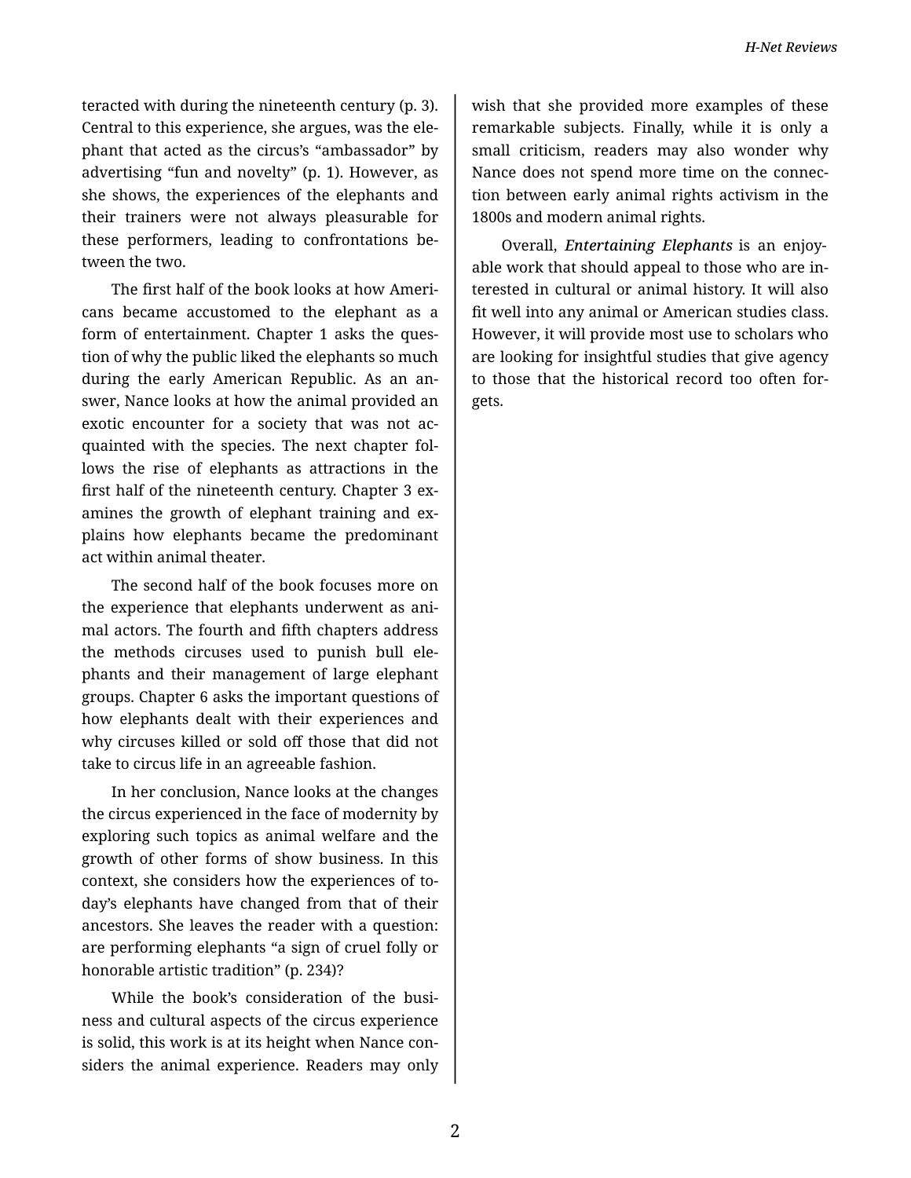teracted with during the nineteenth century (p. 3). Central to this experience, she argues, was the elephant that acted as the circus's "ambassador" by advertising "fun and novelty" (p. 1). However, as she shows, the experiences of the elephants and their trainers were not always pleasurable for these performers, leading to confrontations between the two.

The first half of the book looks at how Americans became accustomed to the elephant as a form of entertainment. Chapter 1 asks the question of why the public liked the elephants so much during the early American Republic. As an answer, Nance looks at how the animal provided an exotic encounter for a society that was not acquainted with the species. The next chapter follows the rise of elephants as attractions in the first half of the nineteenth century. Chapter 3 examines the growth of elephant training and explains how elephants became the predominant act within animal theater.

The second half of the book focuses more on the experience that elephants underwent as animal actors. The fourth and fifth chapters address the methods circuses used to punish bull elephants and their management of large elephant groups. Chapter 6 asks the important questions of how elephants dealt with their experiences and why circuses killed or sold off those that did not take to circus life in an agreeable fashion.

In her conclusion, Nance looks at the changes the circus experienced in the face of modernity by exploring such topics as animal welfare and the growth of other forms of show business. In this context, she considers how the experiences of today's elephants have changed from that of their ancestors. She leaves the reader with a question: are performing elephants "a sign of cruel folly or honorable artistic tradition" (p. 234)?

While the book's consideration of the business and cultural aspects of the circus experience is solid, this work is at its height when Nance considers the animal experience. Readers may only wish that she provided more examples of these remarkable subjects. Finally, while it is only a small criticism, readers may also wonder why Nance does not spend more time on the connection between early animal rights activism in the 1800s and modern animal rights.

Overall, ***Entertaining Elephants*** is an enjoyable work that should appeal to those who are interested in cultural or animal history. It will also fit well into any animal or American studies class. However, it will provide most use to scholars who are looking for insightful studies that give agency to those that the historical record too often forgets.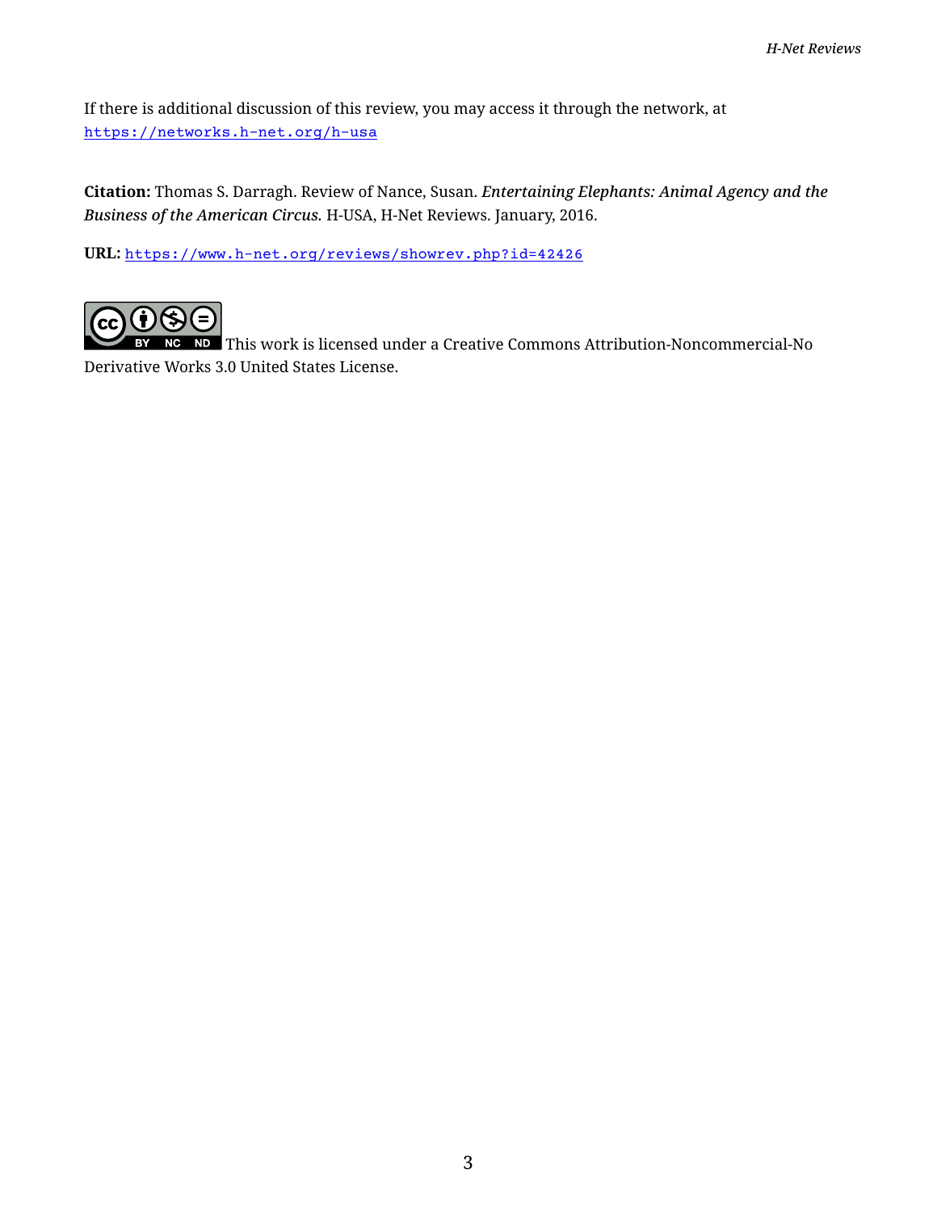If there is additional discussion of this review, you may access it through the network, at https://networks.h-net.org/h-usa

**Citation:** Thomas S. Darragh. Review of Nance, Susan. *Entertaining Elephants: Animal Agency and the Business of the American Circus.* H-USA, H-Net Reviews. January, 2016.

**URL:** https://www.h-net.org/reviews/showrev.php?id=42426

This work is licensed under a Creative Commons Attribution-Noncommercial-No Derivative Works 3.0 United States License.